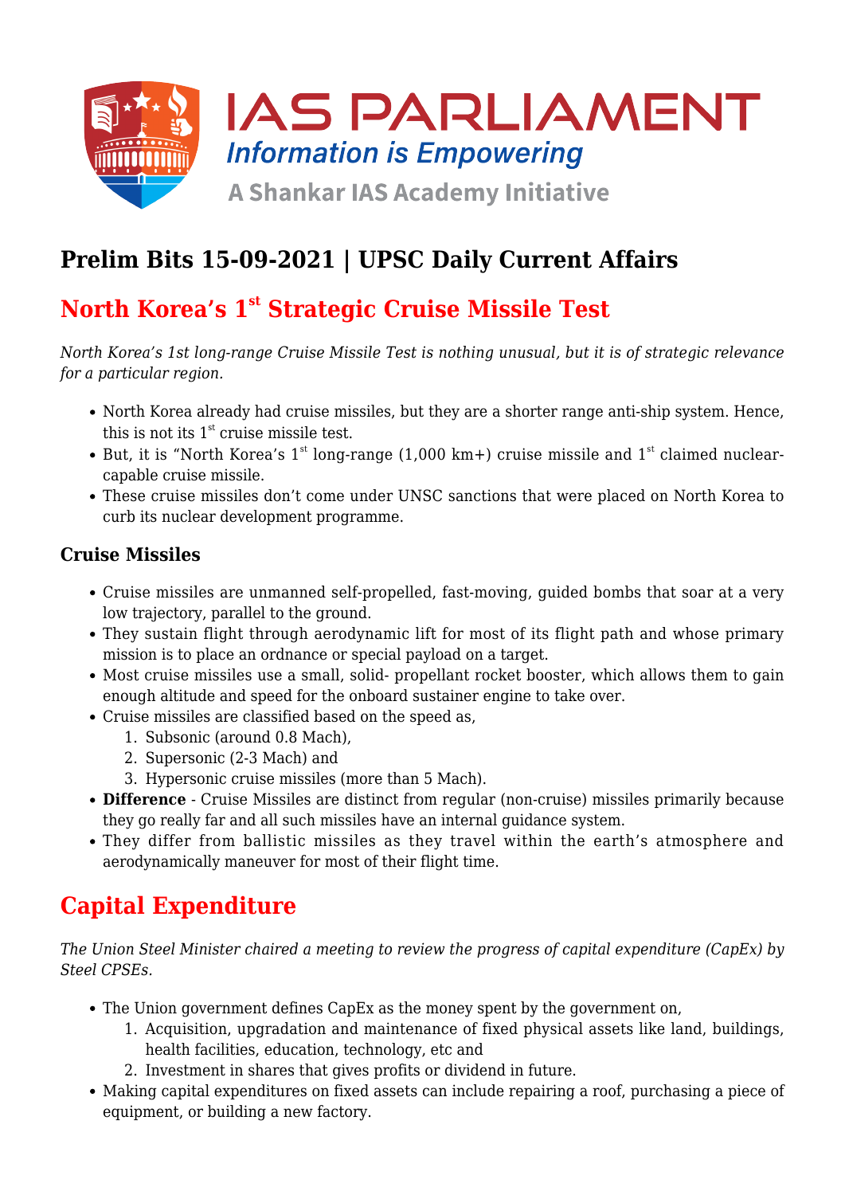# Prelim Bits 15-09-2021 | UPSC Daily Current Affairs

## North Korea's 1st Strategic Cruise Missile Test

*North Korea's 1st long-range Cruise Missile Test is nothing unusual, but it is of strategic relevance for a particular region.*

- North Korea already had cruise missiles, but they are a shorter range anti-ship system. Hence, this is not its 1st cruise missile test.
- But, it is "North Korea's 1st long-range (1,000 km+) cruise missile and 1st claimed nuclear-capable cruise missile.
- These cruise missiles don't come under UNSC sanctions that were placed on North Korea to curb its nuclear development programme.

### Cruise Missiles

- Cruise missiles are unmanned self-propelled, fast-moving, guided bombs that soar at a very low trajectory, parallel to the ground.
- They sustain flight through aerodynamic lift for most of its flight path and whose primary mission is to place an ordnance or special payload on a target.
- Most cruise missiles use a small, solid- propellant rocket booster, which allows them to gain enough altitude and speed for the onboard sustainer engine to take over.
- Cruise missiles are classified based on the speed as,
  1. Subsonic (around 0.8 Mach),
  2. Supersonic (2-3 Mach) and
  3. Hypersonic cruise missiles (more than 5 Mach).
- **Difference** - Cruise Missiles are distinct from regular (non-cruise) missiles primarily because they go really far and all such missiles have an internal guidance system.
- They differ from ballistic missiles as they travel within the earth's atmosphere and aerodynamically maneuver for most of their flight time.

## Capital Expenditure

*The Union Steel Minister chaired a meeting to review the progress of capital expenditure (CapEx) by Steel CPSEs.*

- The Union government defines CapEx as the money spent by the government on,
  1. Acquisition, upgradation and maintenance of fixed physical assets like land, buildings, health facilities, education, technology, etc and
  2. Investment in shares that gives profits or dividend in future.
- Making capital expenditures on fixed assets can include repairing a roof, purchasing a piece of equipment, or building a new factory.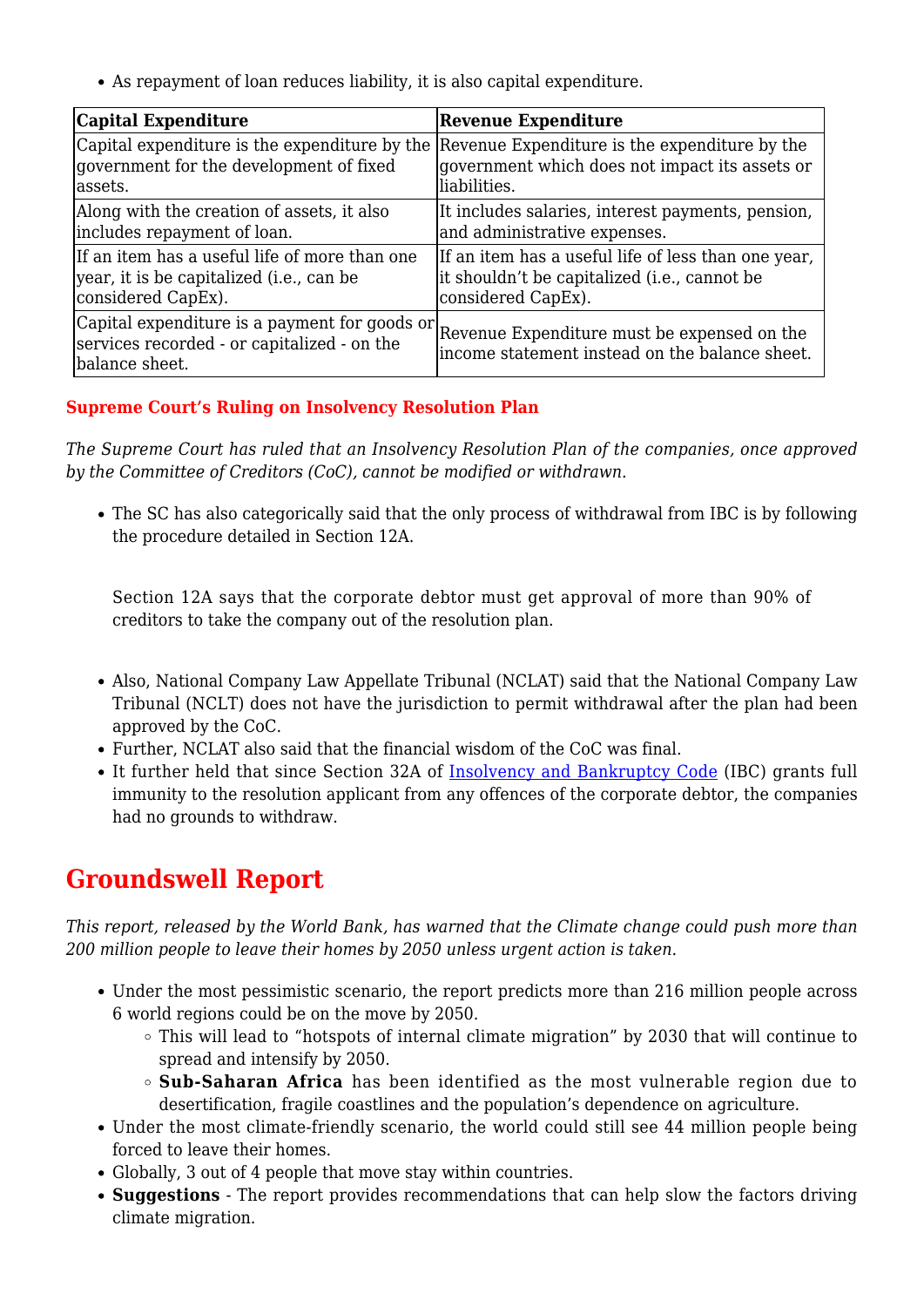- As repayment of loan reduces liability, it is also capital expenditure.

| Capital Expenditure | Revenue Expenditure |
| --- | --- |
| Capital expenditure is the expenditure by the government for the development of fixed assets. | Revenue Expenditure is the expenditure by the government which does not impact its assets or liabilities. |
| Along with the creation of assets, it also includes repayment of loan. | It includes salaries, interest payments, pension, and administrative expenses. |
| If an item has a useful life of more than one year, it is be capitalized (i.e., can be considered CapEx). | If an item has a useful life of less than one year, it shouldn't be capitalized (i.e., cannot be considered CapEx). |
| Capital expenditure is a payment for goods or services recorded - or capitalized - on the balance sheet. | Revenue Expenditure must be expensed on the income statement instead on the balance sheet. |

**Supreme Court's Ruling on Insolvency Resolution Plan**

*The Supreme Court has ruled that an Insolvency Resolution Plan of the companies, once approved by the Committee of Creditors (CoC), cannot be modified or withdrawn.*

- The SC has also categorically said that the only process of withdrawal from IBC is by following the procedure detailed in Section 12A.

  Section 12A says that the corporate debtor must get approval of more than 90% of creditors to take the company out of the resolution plan.

- Also, National Company Law Appellate Tribunal (NCLAT) said that the National Company Law Tribunal (NCLT) does not have the jurisdiction to permit withdrawal after the plan had been approved by the CoC.
- Further, NCLAT also said that the financial wisdom of the CoC was final.
- It further held that since Section 32A of Insolvency and Bankruptcy Code (IBC) grants full immunity to the resolution applicant from any offences of the corporate debtor, the companies had no grounds to withdraw.

## Groundswell Report

*This report, released by the World Bank, has warned that the Climate change could push more than 200 million people to leave their homes by 2050 unless urgent action is taken.*

- Under the most pessimistic scenario, the report predicts more than 216 million people across 6 world regions could be on the move by 2050.
  - This will lead to "hotspots of internal climate migration" by 2030 that will continue to spread and intensify by 2050.
  - **Sub-Saharan Africa** has been identified as the most vulnerable region due to desertification, fragile coastlines and the population's dependence on agriculture.
- Under the most climate-friendly scenario, the world could still see 44 million people being forced to leave their homes.
- Globally, 3 out of 4 people that move stay within countries.
- **Suggestions** - The report provides recommendations that can help slow the factors driving climate migration.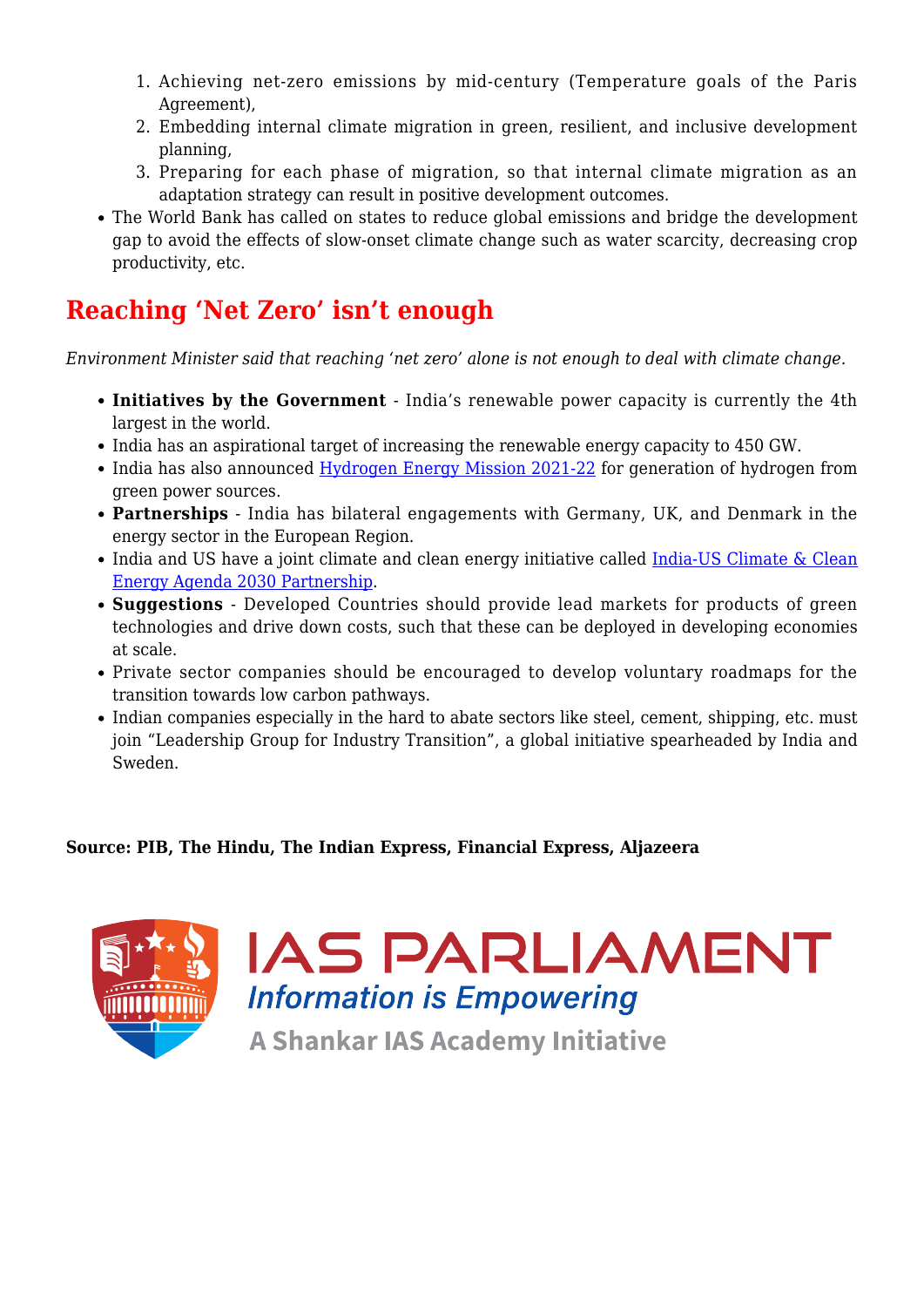1. Achieving net-zero emissions by mid-century (Temperature goals of the Paris Agreement),
2. Embedding internal climate migration in green, resilient, and inclusive development planning,
3. Preparing for each phase of migration, so that internal climate migration as an adaptation strategy can result in positive development outcomes.

- The World Bank has called on states to reduce global emissions and bridge the development gap to avoid the effects of slow-onset climate change such as water scarcity, decreasing crop productivity, etc.

## Reaching 'Net Zero' isn't enough

*Environment Minister said that reaching 'net zero' alone is not enough to deal with climate change.*

- **Initiatives by the Government** - India's renewable power capacity is currently the 4th largest in the world.
- India has an aspirational target of increasing the renewable energy capacity to 450 GW.
- India has also announced Hydrogen Energy Mission 2021-22 for generation of hydrogen from green power sources.
- **Partnerships** - India has bilateral engagements with Germany, UK, and Denmark in the energy sector in the European Region.
- India and US have a joint climate and clean energy initiative called India-US Climate & Clean Energy Agenda 2030 Partnership.
- **Suggestions** - Developed Countries should provide lead markets for products of green technologies and drive down costs, such that these can be deployed in developing economies at scale.
- Private sector companies should be encouraged to develop voluntary roadmaps for the transition towards low carbon pathways.
- Indian companies especially in the hard to abate sectors like steel, cement, shipping, etc. must join "Leadership Group for Industry Transition", a global initiative spearheaded by India and Sweden.

**Source: PIB, The Hindu, The Indian Express, Financial Express, Aljazeera**

IAS PARLIAMENT
*Information is Empowering*
A Shankar IAS Academy Initiative